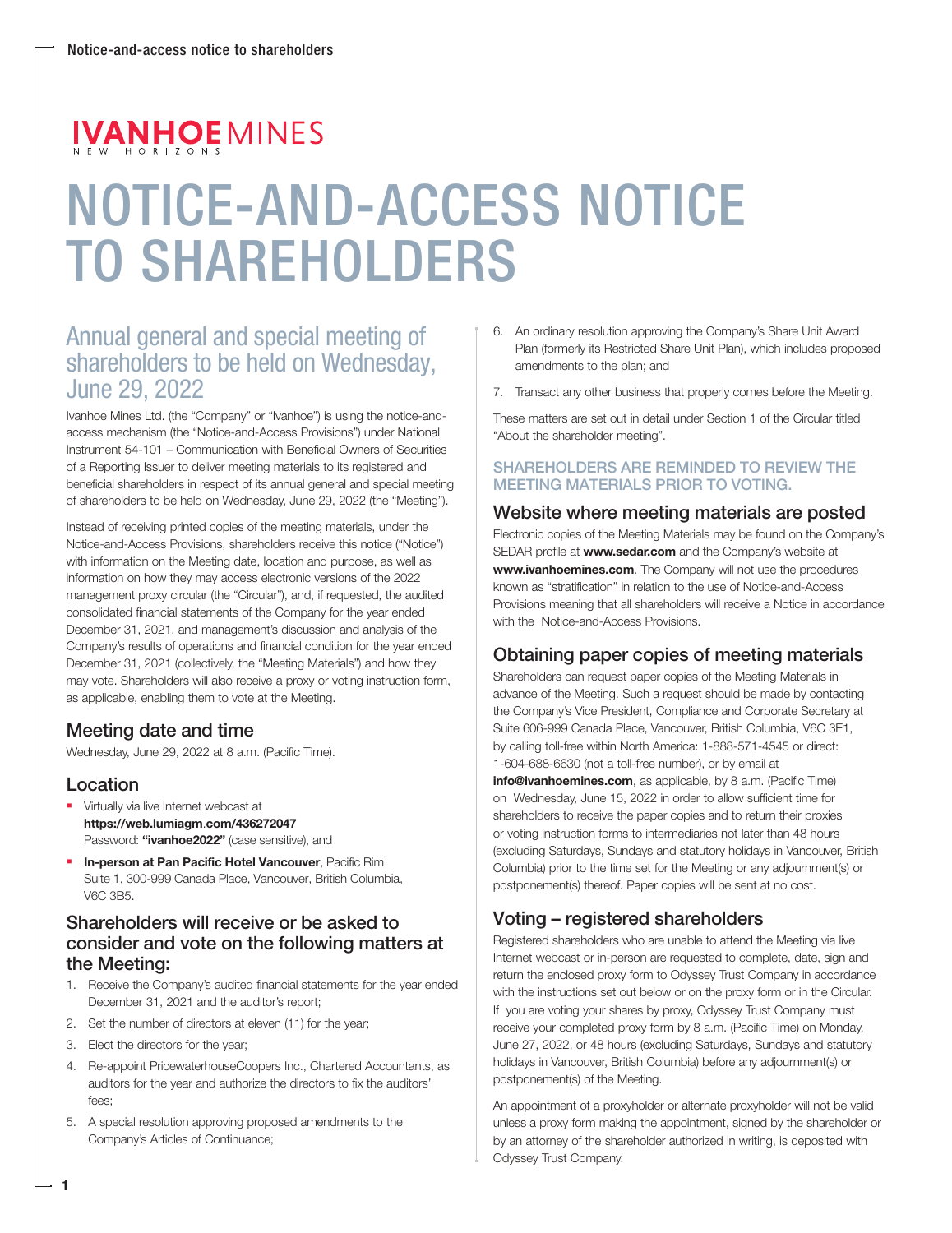IVANHOE MINES
NEW HORIZONS

# NOTICE-AND-ACCESS NOTICE TO SHAREHOLDERS

## Annual general and special meeting of shareholders to be held on Wednesday, June 29, 2022

Ivanhoe Mines Ltd. (the "Company" or "Ivanhoe") is using the notice-and-access mechanism (the "Notice-and-Access Provisions") under National Instrument 54-101 – Communication with Beneficial Owners of Securities of a Reporting Issuer to deliver meeting materials to its registered and beneficial shareholders in respect of its annual general and special meeting of shareholders to be held on Wednesday, June 29, 2022 (the "Meeting").

Instead of receiving printed copies of the meeting materials, under the Notice-and-Access Provisions, shareholders receive this notice ("Notice") with information on the Meeting date, location and purpose, as well as information on how they may access electronic versions of the 2022 management proxy circular (the "Circular"), and, if requested, the audited consolidated financial statements of the Company for the year ended December 31, 2021, and management's discussion and analysis of the Company's results of operations and financial condition for the year ended December 31, 2021 (collectively, the "Meeting Materials") and how they may vote. Shareholders will also receive a proxy or voting instruction form, as applicable, enabling them to vote at the Meeting.

### Meeting date and time

Wednesday, June 29, 2022 at 8 a.m. (Pacific Time).

### Location

- Virtually via live Internet webcast at **https://web.lumiagm.com/436272047** Password: **"ivanhoe2022"** (case sensitive), and
- **In-person at Pan Pacific Hotel Vancouver**, Pacific Rim Suite 1, 300-999 Canada Place, Vancouver, British Columbia, V6C 3B5.

### Shareholders will receive or be asked to consider and vote on the following matters at the Meeting:

1. Receive the Company's audited financial statements for the year ended December 31, 2021 and the auditor's report;
2. Set the number of directors at eleven (11) for the year;
3. Elect the directors for the year;
4. Re-appoint PricewaterhouseCoopers Inc., Chartered Accountants, as auditors for the year and authorize the directors to fix the auditors' fees;
5. A special resolution approving proposed amendments to the Company's Articles of Continuance;
6. An ordinary resolution approving the Company's Share Unit Award Plan (formerly its Restricted Share Unit Plan), which includes proposed amendments to the plan; and
7. Transact any other business that properly comes before the Meeting.

These matters are set out in detail under Section 1 of the Circular titled "About the shareholder meeting".

SHAREHOLDERS ARE REMINDED TO REVIEW THE MEETING MATERIALS PRIOR TO VOTING.

### Website where meeting materials are posted

Electronic copies of the Meeting Materials may be found on the Company's SEDAR profile at **www.sedar.com** and the Company's website at **www.ivanhoemines.com**. The Company will not use the procedures known as "stratification" in relation to the use of Notice-and-Access Provisions meaning that all shareholders will receive a Notice in accordance with the Notice-and-Access Provisions.

### Obtaining paper copies of meeting materials

Shareholders can request paper copies of the Meeting Materials in advance of the Meeting. Such a request should be made by contacting the Company's Vice President, Compliance and Corporate Secretary at Suite 606-999 Canada Place, Vancouver, British Columbia, V6C 3E1, by calling toll-free within North America: 1-888-571-4545 or direct: 1-604-688-6630 (not a toll-free number), or by email at **info@ivanhoemines.com**, as applicable, by 8 a.m. (Pacific Time) on Wednesday, June 15, 2022 in order to allow sufficient time for shareholders to receive the paper copies and to return their proxies or voting instruction forms to intermediaries not later than 48 hours (excluding Saturdays, Sundays and statutory holidays in Vancouver, British Columbia) prior to the time set for the Meeting or any adjournment(s) or postponement(s) thereof. Paper copies will be sent at no cost.

### Voting – registered shareholders

Registered shareholders who are unable to attend the Meeting via live Internet webcast or in-person are requested to complete, date, sign and return the enclosed proxy form to Odyssey Trust Company in accordance with the instructions set out below or on the proxy form or in the Circular. If you are voting your shares by proxy, Odyssey Trust Company must receive your completed proxy form by 8 a.m. (Pacific Time) on Monday, June 27, 2022, or 48 hours (excluding Saturdays, Sundays and statutory holidays in Vancouver, British Columbia) before any adjournment(s) or postponement(s) of the Meeting.

An appointment of a proxyholder or alternate proxyholder will not be valid unless a proxy form making the appointment, signed by the shareholder or by an attorney of the shareholder authorized in writing, is deposited with Odyssey Trust Company.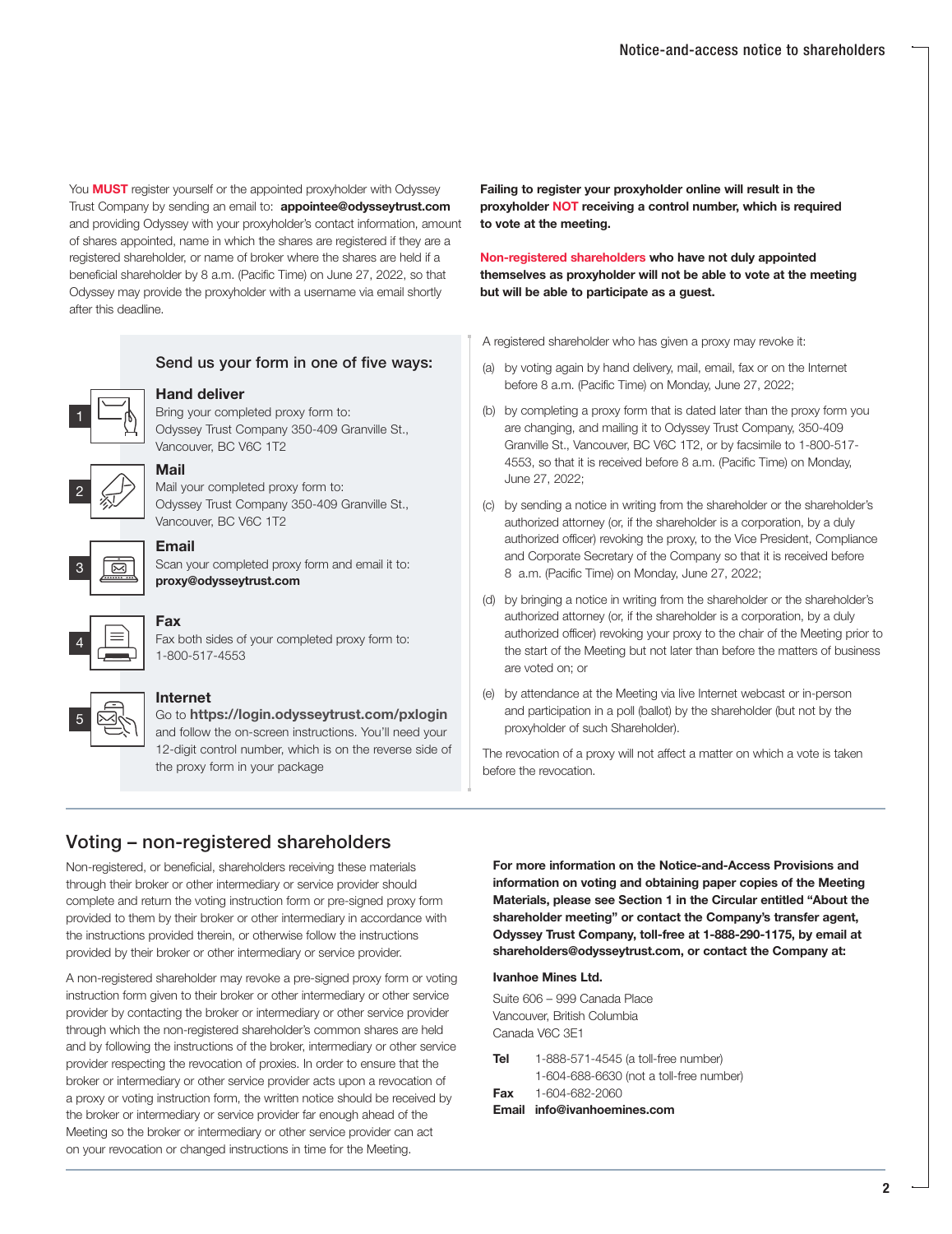You **MUST** register yourself or the appointed proxyholder with Odyssey Trust Company by sending an email to: **appointee@odysseytrust.com** and providing Odyssey with your proxyholder's contact information, amount of shares appointed, name in which the shares are registered if they are a registered shareholder, or name of broker where the shares are held if a beneficial shareholder by 8 a.m. (Pacific Time) on June 27, 2022, so that Odyssey may provide the proxyholder with a username via email shortly after this deadline.

**Failing to register your proxyholder online will result in the proxyholder NOT receiving a control number, which is required to vote at the meeting.**

**Non-registered shareholders who have not duly appointed themselves as proxyholder will not be able to vote at the meeting but will be able to participate as a guest.**

### Send us your form in one of five ways:

1. **Hand deliver**
   Bring your completed proxy form to:
   Odyssey Trust Company 350-409 Granville St., Vancouver, BC V6C 1T2

2. **Mail**
   Mail your completed proxy form to:
   Odyssey Trust Company 350-409 Granville St., Vancouver, BC V6C 1T2

3. **Email**
   Scan your completed proxy form and email it to:
   **proxy@odysseytrust.com**

4. **Fax**
   Fax both sides of your completed proxy form to:
   1-800-517-4553

5. **Internet**
   Go to **https://login.odysseytrust.com/pxlogin** and follow the on-screen instructions. You'll need your 12-digit control number, which is on the reverse side of the proxy form in your package

A registered shareholder who has given a proxy may revoke it:

(a) by voting again by hand delivery, mail, email, fax or on the Internet before 8 a.m. (Pacific Time) on Monday, June 27, 2022;

(b) by completing a proxy form that is dated later than the proxy form you are changing, and mailing it to Odyssey Trust Company, 350-409 Granville St., Vancouver, BC V6C 1T2, or by facsimile to 1-800-517-4553, so that it is received before 8 a.m. (Pacific Time) on Monday, June 27, 2022;

(c) by sending a notice in writing from the shareholder or the shareholder's authorized attorney (or, if the shareholder is a corporation, by a duly authorized officer) revoking the proxy, to the Vice President, Compliance and Corporate Secretary of the Company so that it is received before 8 a.m. (Pacific Time) on Monday, June 27, 2022;

(d) by bringing a notice in writing from the shareholder or the shareholder's authorized attorney (or, if the shareholder is a corporation, by a duly authorized officer) revoking your proxy to the chair of the Meeting prior to the start of the Meeting but not later than before the matters of business are voted on; or

(e) by attendance at the Meeting via live Internet webcast or in-person and participation in a poll (ballot) by the shareholder (but not by the proxyholder of such Shareholder).

The revocation of a proxy will not affect a matter on which a vote is taken before the revocation.

## Voting – non-registered shareholders

Non-registered, or beneficial, shareholders receiving these materials through their broker or other intermediary or service provider should complete and return the voting instruction form or pre-signed proxy form provided to them by their broker or other intermediary in accordance with the instructions provided therein, or otherwise follow the instructions provided by their broker or other intermediary or service provider.

A non-registered shareholder may revoke a pre-signed proxy form or voting instruction form given to their broker or other intermediary or other service provider by contacting the broker or intermediary or other service provider through which the non-registered shareholder's common shares are held and by following the instructions of the broker, intermediary or other service provider respecting the revocation of proxies. In order to ensure that the broker or intermediary or other service provider acts upon a revocation of a proxy or voting instruction form, the written notice should be received by the broker or intermediary or service provider far enough ahead of the Meeting so the broker or intermediary or other service provider can act on your revocation or changed instructions in time for the Meeting.

**For more information on the Notice-and-Access Provisions and information on voting and obtaining paper copies of the Meeting Materials, please see Section 1 in the Circular entitled "About the shareholder meeting" or contact the Company's transfer agent, Odyssey Trust Company, toll-free at 1-888-290-1175, by email at shareholders@odysseytrust.com, or contact the Company at:**

**Ivanhoe Mines Ltd.**

Suite 606 – 999 Canada Place
Vancouver, British Columbia
Canada V6C 3E1

**Tel** 1-888-571-4545 (a toll-free number)
1-604-688-6630 (not a toll-free number)
**Fax** 1-604-682-2060
**Email info@ivanhoemines.com**